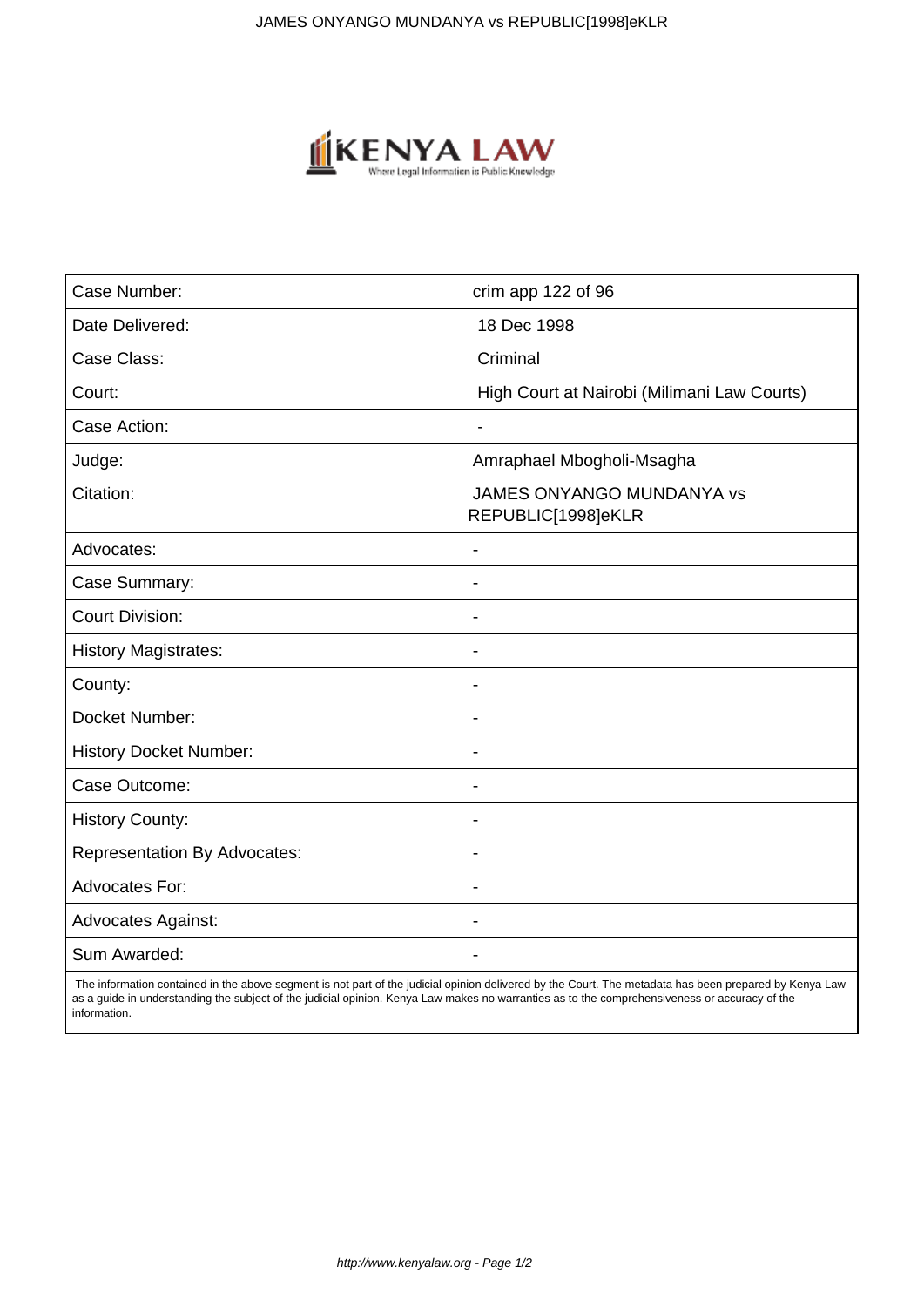| Case Number: | crim app 122 of 96 |
| --- | --- |
| Date Delivered: | 18 Dec 1998 |
| Case Class: | Criminal |
| Court: | High Court at Nairobi (Milimani Law Courts) |
| Case Action: | - |
| Judge: | Amraphael Mbogholi-Msagha |
| Citation: | JAMES ONYANGO MUNDANYA vs REPUBLIC[1998]eKLR |
| Advocates: | - |
| Case Summary: | - |
| Court Division: | - |
| History Magistrates: | - |
| County: | - |
| Docket Number: | - |
| History Docket Number: | - |
| Case Outcome: | - |
| History County: | - |
| Representation By Advocates: | - |
| Advocates For: | - |
| Advocates Against: | - |
| Sum Awarded: | - |

The information contained in the above segment is not part of the judicial opinion delivered by the Court. The metadata has been prepared by Kenya Law as a guide in understanding the subject of the judicial opinion. Kenya Law makes no warranties as to the comprehensiveness or accuracy of the information.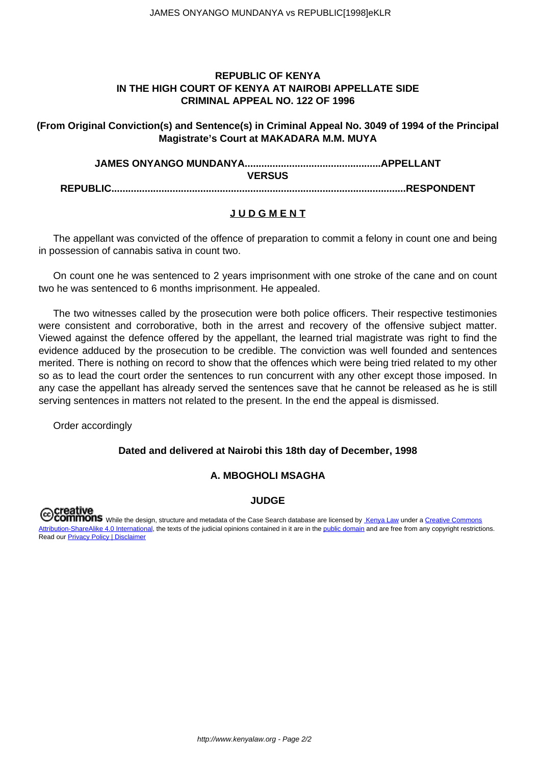**REPUBLIC OF KENYA**
**IN THE HIGH COURT OF KENYA AT NAIROBI APPELLATE SIDE**
**CRIMINAL APPEAL NO. 122 OF 1996**

**(From Original Conviction(s) and Sentence(s) in Criminal Appeal No. 3049 of 1994 of the Principal Magistrate's Court at MAKADARA M.M. MUYA**

**JAMES ONYANGO MUNDANYA................................................APPELLANT**

**VERSUS**

**REPUBLIC.........................................................................................................RESPONDENT**

## JUDGMENT

The appellant was convicted of the offence of preparation to commit a felony in count one and being in possession of cannabis sativa in count two.

On count one he was sentenced to 2 years imprisonment with one stroke of the cane and on count two he was sentenced to 6 months imprisonment. He appealed.

The two witnesses called by the prosecution were both police officers. Their respective testimonies were consistent and corroborative, both in the arrest and recovery of the offensive subject matter. Viewed against the defence offered by the appellant, the learned trial magistrate was right to find the evidence adduced by the prosecution to be credible. The conviction was well founded and sentences merited. There is nothing on record to show that the offences which were being tried related to my other so as to lead the court order the sentences to run concurrent with any other except those imposed. In any case the appellant has already served the sentences save that he cannot be released as he is still serving sentences in matters not related to the present. In the end the appeal is dismissed.

Order accordingly

**Dated and delivered at Nairobi this 18th day of December, 1998**

**A. MBOGHOLI MSAGHA**

**JUDGE**

While the design, structure and metadata of the Case Search database are licensed by Kenya Law under a Creative Commons Attribution-ShareAlike 4.0 International, the texts of the judicial opinions contained in it are in the public domain and are free from any copyright restrictions. Read our Privacy Policy | Disclaimer